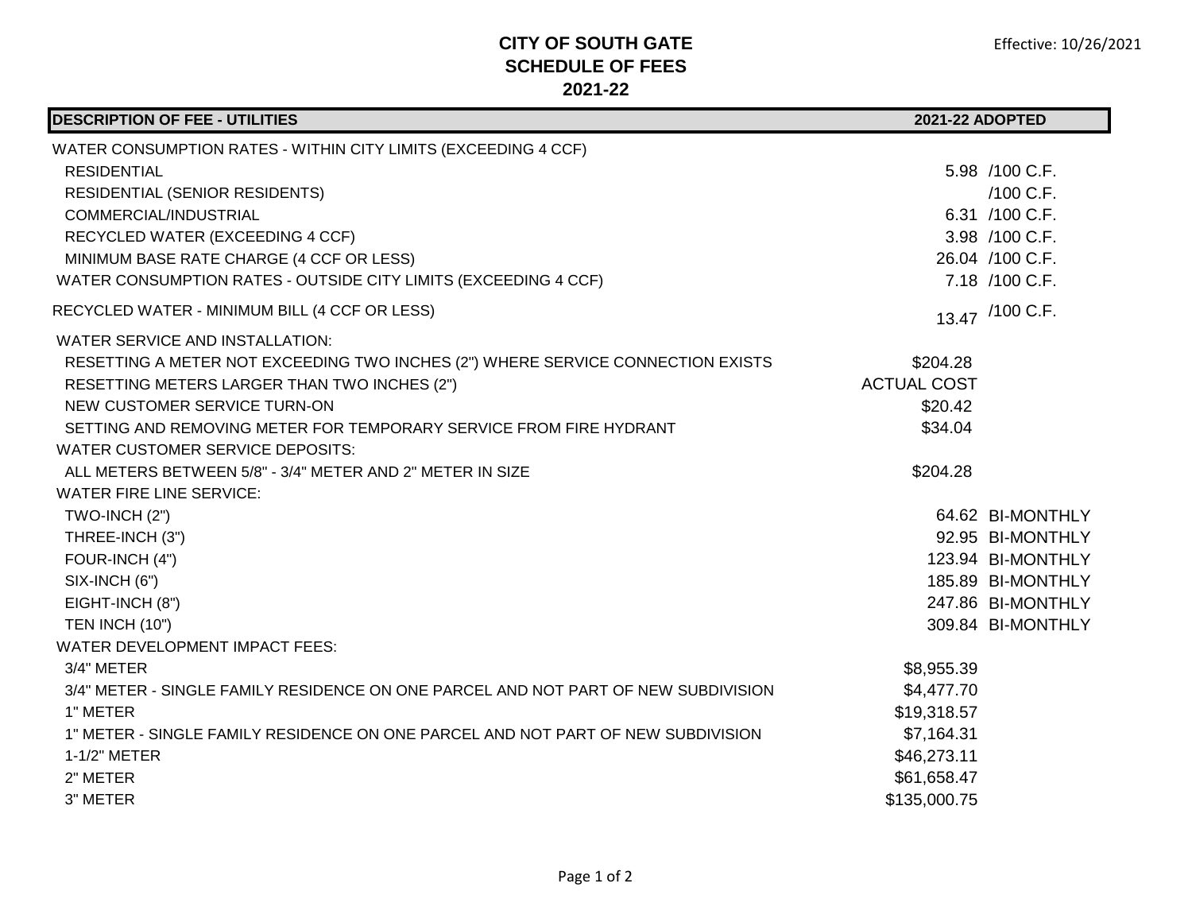# CITY OF SOUTH GATE
## SCHEDULE OF FEES
## 2021-22

Effective: 10/26/2021

| DESCRIPTION OF FEE - UTILITIES | 2021-22 ADOPTED | |
|---|---|---|
| WATER CONSUMPTION RATES - WITHIN CITY LIMITS (EXCEEDING 4 CCF) | | |
| RESIDENTIAL | 5.98 | /100 C.F. |
| RESIDENTIAL (SENIOR RESIDENTS) | | /100 C.F. |
| COMMERCIAL/INDUSTRIAL | 6.31 | /100 C.F. |
| RECYCLED WATER (EXCEEDING 4 CCF) | 3.98 | /100 C.F. |
| MINIMUM BASE RATE CHARGE (4 CCF OR LESS) | 26.04 | /100 C.F. |
| WATER CONSUMPTION RATES - OUTSIDE CITY LIMITS (EXCEEDING 4 CCF) | 7.18 | /100 C.F. |
| RECYCLED WATER - MINIMUM BILL (4 CCF OR LESS) | 13.47 | /100 C.F. |
| WATER SERVICE AND INSTALLATION: | | |
| RESETTING A METER NOT EXCEEDING TWO INCHES (2") WHERE SERVICE CONNECTION EXISTS | $204.28 | |
| RESETTING METERS LARGER THAN TWO INCHES (2") | ACTUAL COST | |
| NEW CUSTOMER SERVICE TURN-ON | $20.42 | |
| SETTING AND REMOVING METER FOR TEMPORARY SERVICE FROM FIRE HYDRANT | $34.04 | |
| WATER CUSTOMER SERVICE DEPOSITS: | | |
| ALL METERS BETWEEN 5/8" - 3/4" METER AND 2" METER IN SIZE | $204.28 | |
| WATER FIRE LINE SERVICE: | | |
| TWO-INCH (2") | 64.62 | BI-MONTHLY |
| THREE-INCH (3") | 92.95 | BI-MONTHLY |
| FOUR-INCH (4") | 123.94 | BI-MONTHLY |
| SIX-INCH (6") | 185.89 | BI-MONTHLY |
| EIGHT-INCH (8") | 247.86 | BI-MONTHLY |
| TEN INCH (10") | 309.84 | BI-MONTHLY |
| WATER DEVELOPMENT IMPACT FEES: | | |
| 3/4" METER | $8,955.39 | |
| 3/4" METER - SINGLE FAMILY RESIDENCE ON ONE PARCEL AND NOT PART OF NEW SUBDIVISION | $4,477.70 | |
| 1" METER | $19,318.57 | |
| 1" METER - SINGLE FAMILY RESIDENCE ON ONE PARCEL AND NOT PART OF NEW SUBDIVISION | $7,164.31 | |
| 1-1/2" METER | $46,273.11 | |
| 2" METER | $61,658.47 | |
| 3" METER | $135,000.75 | |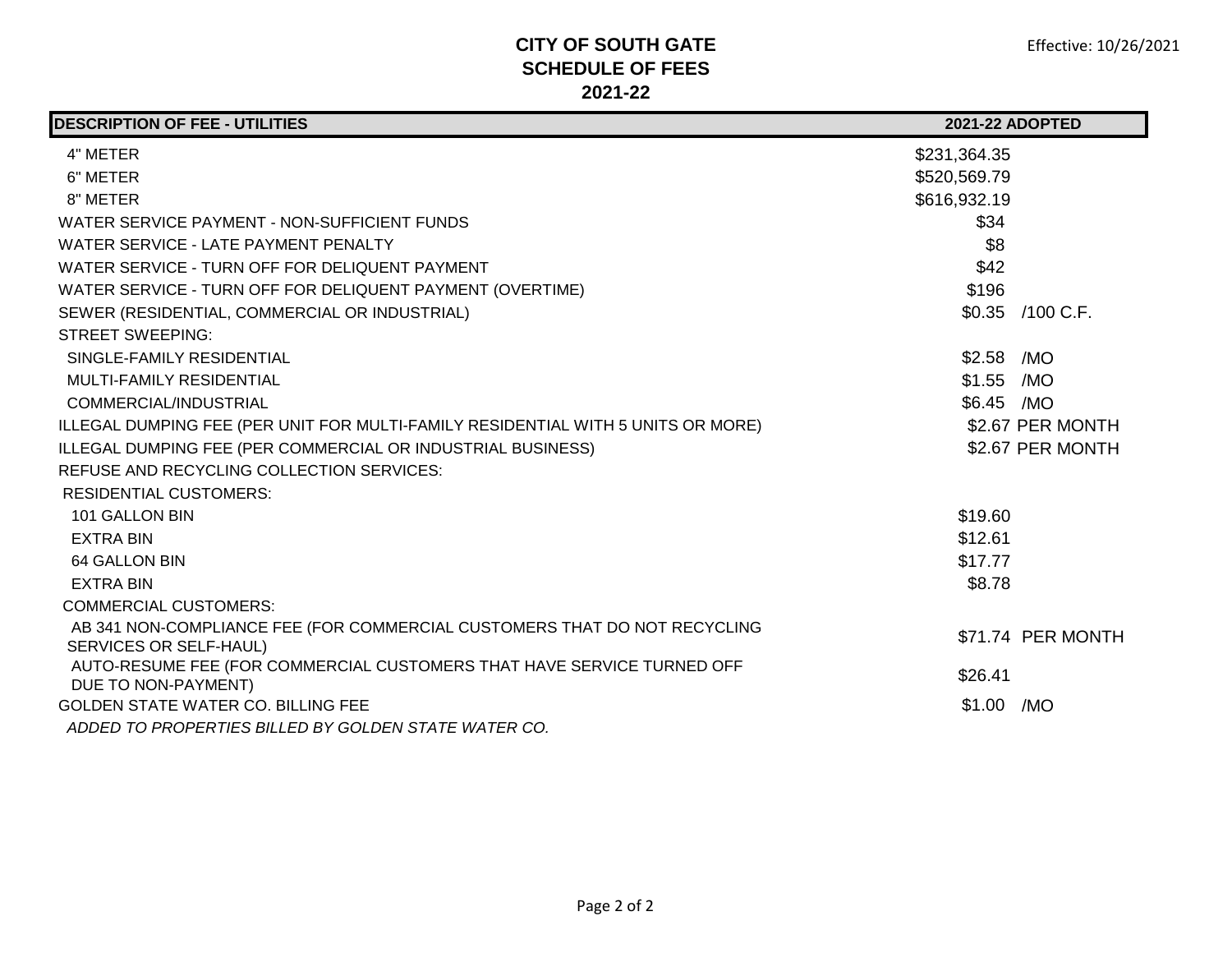# CITY OF SOUTH GATE
## SCHEDULE OF FEES
## 2021-22

Effective: 10/26/2021

| DESCRIPTION OF FEE - UTILITIES | 2021-22 ADOPTED | |
|---|---|---|
| 4" METER | $231,364.35 | |
| 6" METER | $520,569.79 | |
| 8" METER | $616,932.19 | |
| WATER SERVICE PAYMENT - NON-SUFFICIENT FUNDS | $34 | |
| WATER SERVICE - LATE PAYMENT PENALTY | $8 | |
| WATER SERVICE - TURN OFF FOR DELIQUENT PAYMENT | $42 | |
| WATER SERVICE - TURN OFF FOR DELIQUENT PAYMENT (OVERTIME) | $196 | |
| SEWER (RESIDENTIAL, COMMERCIAL OR INDUSTRIAL) | $0.35 | /100 C.F. |
| STREET SWEEPING: | | |
| SINGLE-FAMILY RESIDENTIAL | $2.58 | /MO |
| MULTI-FAMILY RESIDENTIAL | $1.55 | /MO |
| COMMERCIAL/INDUSTRIAL | $6.45 | /MO |
| ILLEGAL DUMPING FEE (PER UNIT FOR MULTI-FAMILY RESIDENTIAL WITH 5 UNITS OR MORE) | $2.67 | PER MONTH |
| ILLEGAL DUMPING FEE (PER COMMERCIAL OR INDUSTRIAL BUSINESS) | $2.67 | PER MONTH |
| REFUSE AND RECYCLING COLLECTION SERVICES: | | |
| RESIDENTIAL CUSTOMERS: | | |
| 101 GALLON BIN | $19.60 | |
| EXTRA BIN | $12.61 | |
| 64 GALLON BIN | $17.77 | |
| EXTRA BIN | $8.78 | |
| COMMERCIAL CUSTOMERS: | | |
| AB 341 NON-COMPLIANCE FEE (FOR COMMERCIAL CUSTOMERS THAT DO NOT RECYCLING SERVICES OR SELF-HAUL) | $71.74 | PER MONTH |
| AUTO-RESUME FEE (FOR COMMERCIAL CUSTOMERS THAT HAVE SERVICE TURNED OFF DUE TO NON-PAYMENT) | $26.41 | |
| GOLDEN STATE WATER CO. BILLING FEE | $1.00 | /MO |
| *ADDED TO PROPERTIES BILLED BY GOLDEN STATE WATER CO.* | | |